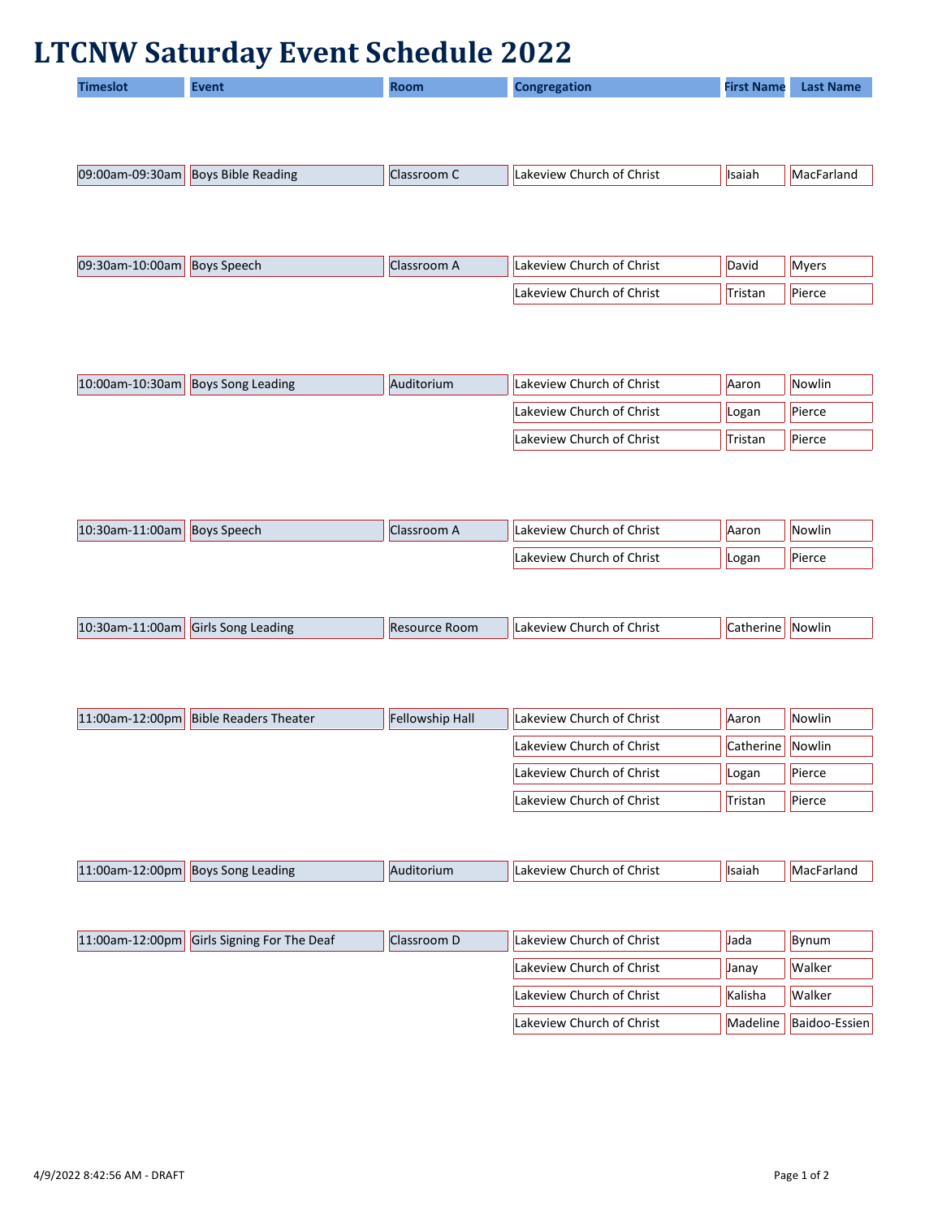# LTCNW Saturday Event Schedule 2022

| Timeslot | Event | Room | Congregation | First Name | Last Name |
|---|---|---|---|---|---|
| 09:00am-09:30am | Boys Bible Reading | Classroom C | Lakeview Church of Christ | Isaiah | MacFarland |
| 09:30am-10:00am | Boys Speech | Classroom A | Lakeview Church of Christ | David | Myers |
| | | | Lakeview Church of Christ | Tristan | Pierce |
| 10:00am-10:30am | Boys Song Leading | Auditorium | Lakeview Church of Christ | Aaron | Nowlin |
| | | | Lakeview Church of Christ | Logan | Pierce |
| | | | Lakeview Church of Christ | Tristan | Pierce |
| 10:30am-11:00am | Boys Speech | Classroom A | Lakeview Church of Christ | Aaron | Nowlin |
| | | | Lakeview Church of Christ | Logan | Pierce |
| 10:30am-11:00am | Girls Song Leading | Resource Room | Lakeview Church of Christ | Catherine | Nowlin |
| 11:00am-12:00pm | Bible Readers Theater | Fellowship Hall | Lakeview Church of Christ | Aaron | Nowlin |
| | | | Lakeview Church of Christ | Catherine | Nowlin |
| | | | Lakeview Church of Christ | Logan | Pierce |
| | | | Lakeview Church of Christ | Tristan | Pierce |
| 11:00am-12:00pm | Boys Song Leading | Auditorium | Lakeview Church of Christ | Isaiah | MacFarland |
| 11:00am-12:00pm | Girls Signing For The Deaf | Classroom D | Lakeview Church of Christ | Jada | Bynum |
| | | | Lakeview Church of Christ | Janay | Walker |
| | | | Lakeview Church of Christ | Kalisha | Walker |
| | | | Lakeview Church of Christ | Madeline | Baidoo-Essien |

4/9/2022 8:42:56 AM - DRAFT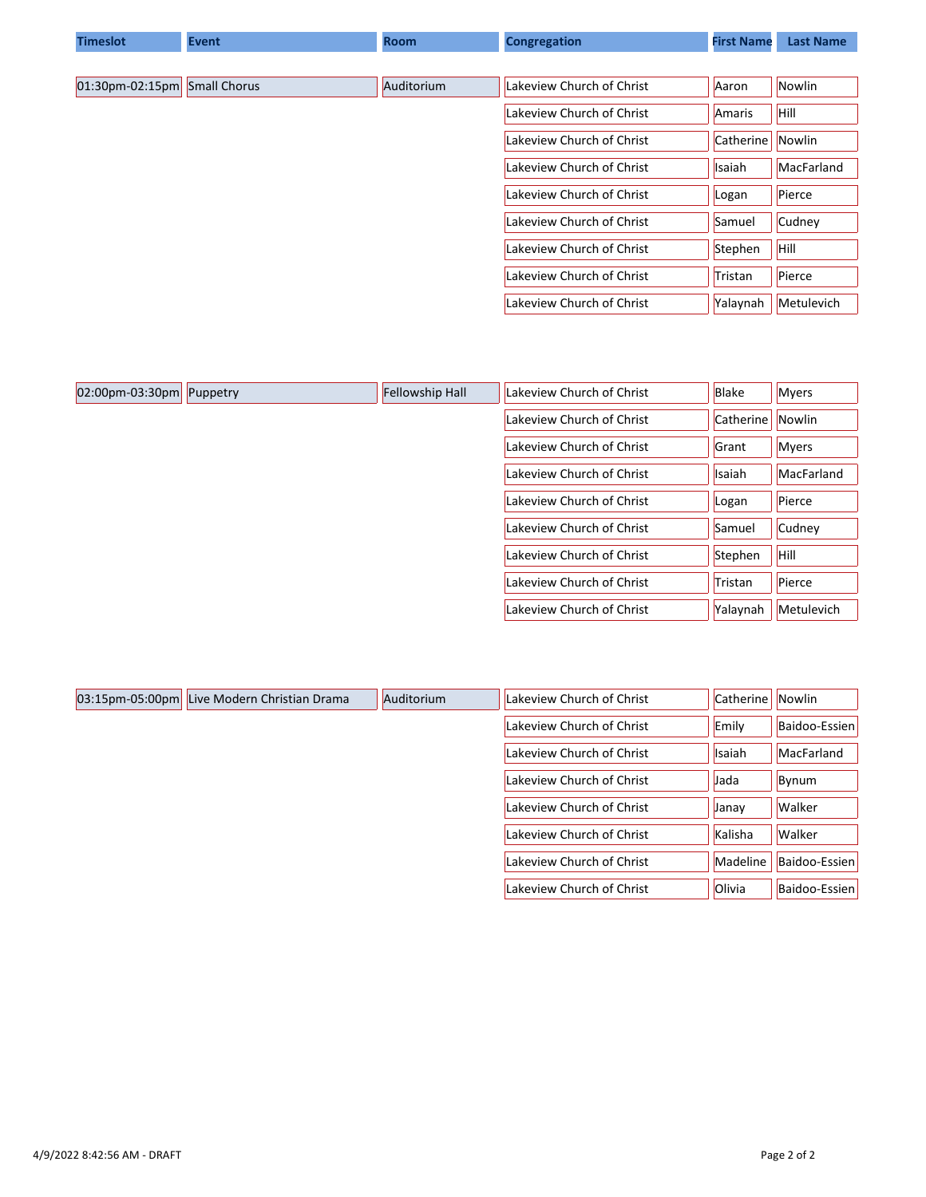| Timeslot | Event | Room | Congregation | First Name | Last Name |
|---|---|---|---|---|---|
| 01:30pm-02:15pm | Small Chorus | Auditorium | Lakeview Church of Christ | Aaron | Nowlin |
| | | | Lakeview Church of Christ | Amaris | Hill |
| | | | Lakeview Church of Christ | Catherine | Nowlin |
| | | | Lakeview Church of Christ | Isaiah | MacFarland |
| | | | Lakeview Church of Christ | Logan | Pierce |
| | | | Lakeview Church of Christ | Samuel | Cudney |
| | | | Lakeview Church of Christ | Stephen | Hill |
| | | | Lakeview Church of Christ | Tristan | Pierce |
| | | | Lakeview Church of Christ | Yalaynah | Metulevich |
| 02:00pm-03:30pm | Puppetry | Fellowship Hall | Lakeview Church of Christ | Blake | Myers |
| | | | Lakeview Church of Christ | Catherine | Nowlin |
| | | | Lakeview Church of Christ | Grant | Myers |
| | | | Lakeview Church of Christ | Isaiah | MacFarland |
| | | | Lakeview Church of Christ | Logan | Pierce |
| | | | Lakeview Church of Christ | Samuel | Cudney |
| | | | Lakeview Church of Christ | Stephen | Hill |
| | | | Lakeview Church of Christ | Tristan | Pierce |
| | | | Lakeview Church of Christ | Yalaynah | Metulevich |
| 03:15pm-05:00pm | Live Modern Christian Drama | Auditorium | Lakeview Church of Christ | Catherine | Nowlin |
| | | | Lakeview Church of Christ | Emily | Baidoo-Essien |
| | | | Lakeview Church of Christ | Isaiah | MacFarland |
| | | | Lakeview Church of Christ | Jada | Bynum |
| | | | Lakeview Church of Christ | Janay | Walker |
| | | | Lakeview Church of Christ | Kalisha | Walker |
| | | | Lakeview Church of Christ | Madeline | Baidoo-Essien |
| | | | Lakeview Church of Christ | Olivia | Baidoo-Essien |

4/9/2022 8:42:56 AM - DRAFT